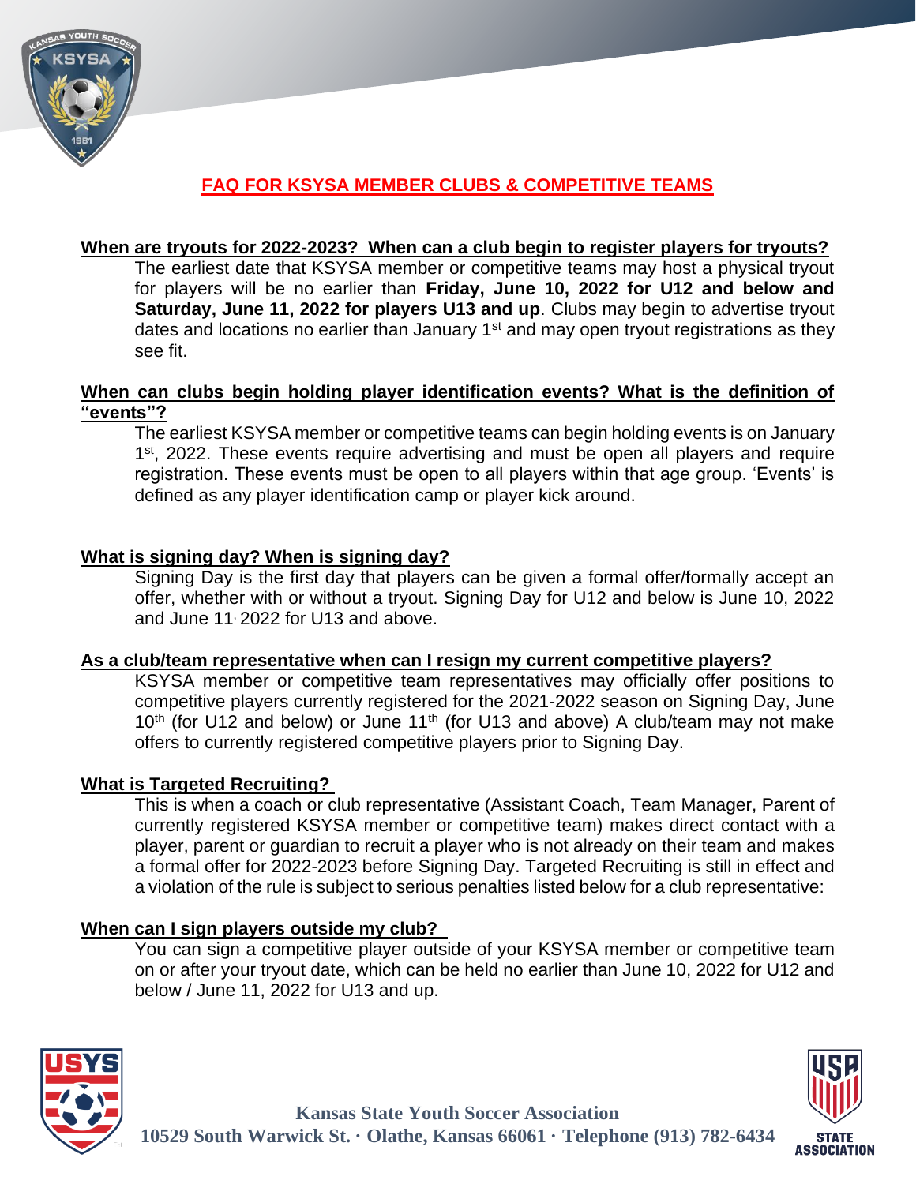# FAQ FOR KSYSA MEMBER CLUBS & COMPETITIVE TEAMS

## When are tryouts for 2022-2023? When can a club begin to register players for tryouts?

The earliest date that KSYSA member or competitive teams may host a physical tryout for players will be no earlier than **Friday, June 10, 2022 for U12 and below and Saturday, June 11, 2022 for players U13 and up**. Clubs may begin to advertise tryout dates and locations no earlier than January 1st and may open tryout registrations as they see fit.

## When can clubs begin holding player identification events? What is the definition of "events"?

The earliest KSYSA member or competitive teams can begin holding events is on January 1st, 2022. These events require advertising and must be open all players and require registration. These events must be open to all players within that age group. 'Events' is defined as any player identification camp or player kick around.

## What is signing day? When is signing day?

Signing Day is the first day that players can be given a formal offer/formally accept an offer, whether with or without a tryout. Signing Day for U12 and below is June 10, 2022 and June 11, 2022 for U13 and above.

## As a club/team representative when can I resign my current competitive players?

KSYSA member or competitive team representatives may officially offer positions to competitive players currently registered for the 2021-2022 season on Signing Day, June 10th (for U12 and below) or June 11th (for U13 and above) A club/team may not make offers to currently registered competitive players prior to Signing Day.

## What is Targeted Recruiting?

This is when a coach or club representative (Assistant Coach, Team Manager, Parent of currently registered KSYSA member or competitive team) makes direct contact with a player, parent or guardian to recruit a player who is not already on their team and makes a formal offer for 2022-2023 before Signing Day. Targeted Recruiting is still in effect and a violation of the rule is subject to serious penalties listed below for a club representative:

## When can I sign players outside my club?

You can sign a competitive player outside of your KSYSA member or competitive team on or after your tryout date, which can be held no earlier than June 10, 2022 for U12 and below / June 11, 2022 for U13 and up.

**Kansas State Youth Soccer Association**
**10529 South Warwick St. · Olathe, Kansas 66061 · Telephone (913) 782-6434**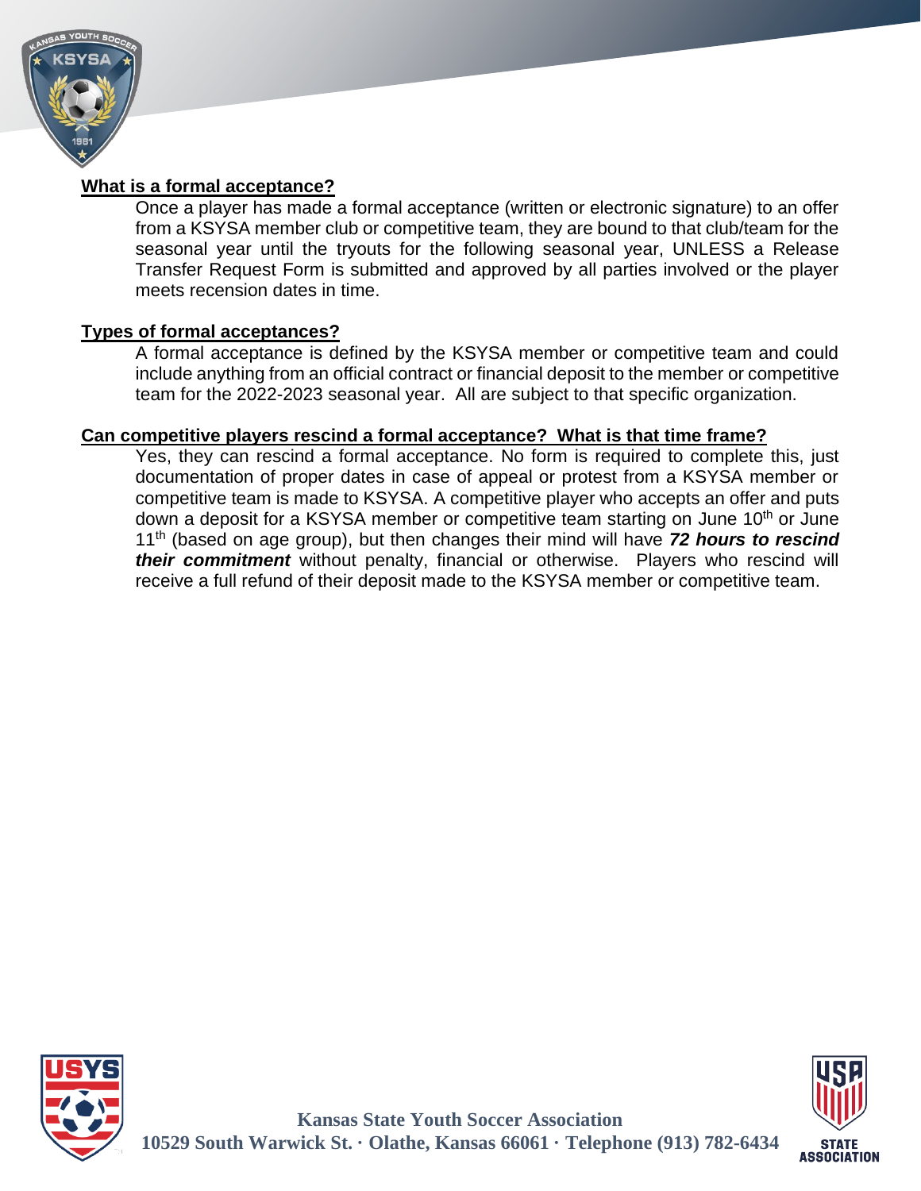## What is a formal acceptance?

Once a player has made a formal acceptance (written or electronic signature) to an offer from a KSYSA member club or competitive team, they are bound to that club/team for the seasonal year until the tryouts for the following seasonal year, UNLESS a Release Transfer Request Form is submitted and approved by all parties involved or the player meets recension dates in time.

## Types of formal acceptances?

A formal acceptance is defined by the KSYSA member or competitive team and could include anything from an official contract or financial deposit to the member or competitive team for the 2022-2023 seasonal year. All are subject to that specific organization.

## Can competitive players rescind a formal acceptance? What is that time frame?

Yes, they can rescind a formal acceptance. No form is required to complete this, just documentation of proper dates in case of appeal or protest from a KSYSA member or competitive team is made to KSYSA. A competitive player who accepts an offer and puts down a deposit for a KSYSA member or competitive team starting on June 10th or June 11th (based on age group), but then changes their mind will have ***72 hours to rescind their commitment*** without penalty, financial or otherwise. Players who rescind will receive a full refund of their deposit made to the KSYSA member or competitive team.

**Kansas State Youth Soccer Association**
**10529 South Warwick St. · Olathe, Kansas 66061 · Telephone (913) 782-6434**